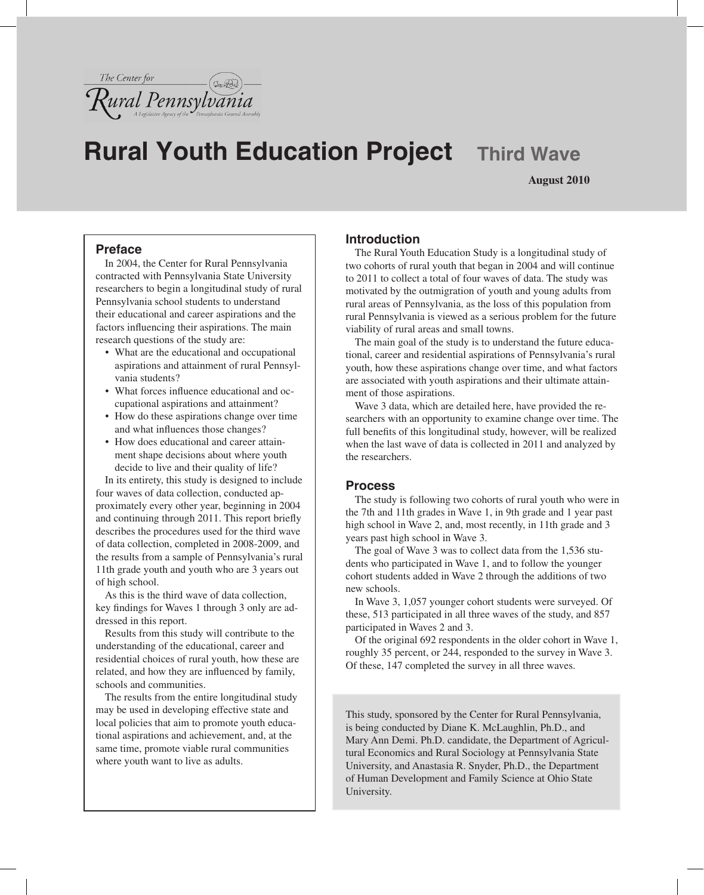The Center for Rural Pennsylvania

A Legislative Agency of the Pennsylvania General Assembly

# Rural Youth Education Project Third Wave

**August 2010**

## Preface

In 2004, the Center for Rural Pennsylvania contracted with Pennsylvania State University researchers to begin a longitudinal study of rural Pennsylvania school students to understand their educational and career aspirations and the factors influencing their aspirations. The main research questions of the study are:

- What are the educational and occupational aspirations and attainment of rural Pennsylvania students?
- What forces influence educational and occupational aspirations and attainment?
- How do these aspirations change over time and what influences those changes?
- How does educational and career attainment shape decisions about where youth decide to live and their quality of life?

In its entirety, this study is designed to include four waves of data collection, conducted approximately every other year, beginning in 2004 and continuing through 2011. This report briefly describes the procedures used for the third wave of data collection, completed in 2008-2009, and the results from a sample of Pennsylvania's rural 11th grade youth and youth who are 3 years out of high school.

As this is the third wave of data collection, key findings for Waves 1 through 3 only are addressed in this report.

Results from this study will contribute to the understanding of the educational, career and residential choices of rural youth, how these are related, and how they are influenced by family, schools and communities.

The results from the entire longitudinal study may be used in developing effective state and local policies that aim to promote youth educational aspirations and achievement, and, at the same time, promote viable rural communities where youth want to live as adults.

## Introduction

The Rural Youth Education Study is a longitudinal study of two cohorts of rural youth that began in 2004 and will continue to 2011 to collect a total of four waves of data. The study was motivated by the outmigration of youth and young adults from rural areas of Pennsylvania, as the loss of this population from rural Pennsylvania is viewed as a serious problem for the future viability of rural areas and small towns.

The main goal of the study is to understand the future educational, career and residential aspirations of Pennsylvania's rural youth, how these aspirations change over time, and what factors are associated with youth aspirations and their ultimate attainment of those aspirations.

Wave 3 data, which are detailed here, have provided the researchers with an opportunity to examine change over time. The full benefits of this longitudinal study, however, will be realized when the last wave of data is collected in 2011 and analyzed by the researchers.

## Process

The study is following two cohorts of rural youth who were in the 7th and 11th grades in Wave 1, in 9th grade and 1 year past high school in Wave 2, and, most recently, in 11th grade and 3 years past high school in Wave 3.

The goal of Wave 3 was to collect data from the 1,536 students who participated in Wave 1, and to follow the younger cohort students added in Wave 2 through the additions of two new schools.

In Wave 3, 1,057 younger cohort students were surveyed. Of these, 513 participated in all three waves of the study, and 857 participated in Waves 2 and 3.

Of the original 692 respondents in the older cohort in Wave 1, roughly 35 percent, or 244, responded to the survey in Wave 3. Of these, 147 completed the survey in all three waves.

This study, sponsored by the Center for Rural Pennsylvania, is being conducted by Diane K. McLaughlin, Ph.D., and Mary Ann Demi. Ph.D. candidate, the Department of Agricultural Economics and Rural Sociology at Pennsylvania State University, and Anastasia R. Snyder, Ph.D., the Department of Human Development and Family Science at Ohio State University.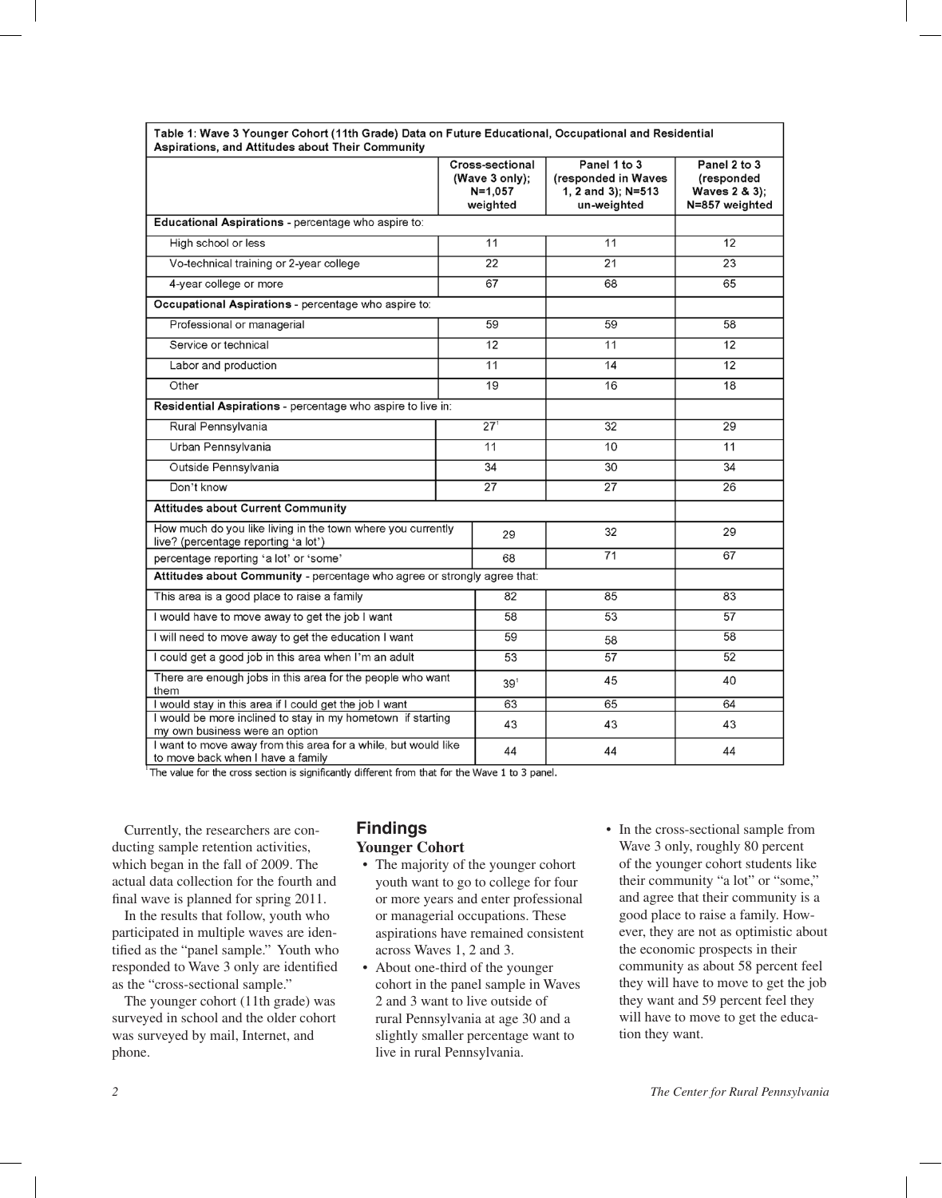| Table 1: Wave 3 Younger Cohort (11th Grade) Data on Future Educational, Occupational and Residential Aspirations, and Attitudes about Their Community | Cross-sectional (Wave 3 only); N=1,057 weighted | Panel 1 to 3 (responded in Waves 1, 2 and 3); N=513 un-weighted | Panel 2 to 3 (responded Waves 2 & 3); N=857 weighted |
|---|---|---|---|
| **Educational Aspirations** - percentage who aspire to: | | | |
| High school or less | 11 | 11 | 12 |
| Vo-technical training or 2-year college | 22 | 21 | 23 |
| 4-year college or more | 67 | 68 | 65 |
| **Occupational Aspirations** - percentage who aspire to: | | | |
| Professional or managerial | 59 | 59 | 58 |
| Service or technical | 12 | 11 | 12 |
| Labor and production | 11 | 14 | 12 |
| Other | 19 | 16 | 18 |
| **Residential Aspirations** - percentage who aspire to live in: | | | |
| Rural Pennsylvania | 27[1] | 32 | 29 |
| Urban Pennsylvania | 11 | 10 | 11 |
| Outside Pennsylvania | 34 | 30 | 34 |
| Don't know | 27 | 27 | 26 |
| **Attitudes about Current Community** | | | |
| How much do you like living in the town where you currently live? (percentage reporting 'a lot') | 29 | 32 | 29 |
| percentage reporting 'a lot' or 'some' | 68 | 71 | 67 |
| **Attitudes about Community** - percentage who agree or strongly agree that: | | | |
| This area is a good place to raise a family | 82 | 85 | 83 |
| I would have to move away to get the job I want | 58 | 53 | 57 |
| I will need to move away to get the education I want | 59 | 58 | 58 |
| I could get a good job in this area when I'm an adult | 53 | 57 | 52 |
| There are enough jobs in this area for the people who want them | 39[1] | 45 | 40 |
| I would stay in this area if I could get the job I want | 63 | 65 | 64 |
| I would be more inclined to stay in my hometown if starting my own business were an option | 43 | 43 | 43 |
| I want to move away from this area for a while, but would like to move back when I have a family | 44 | 44 | 44 |

[1] The value for the cross section is significantly different from that for the Wave 1 to 3 panel.

Currently, the researchers are conducting sample retention activities, which began in the fall of 2009. The actual data collection for the fourth and final wave is planned for spring 2011.

In the results that follow, youth who participated in multiple waves are identified as the "panel sample." Youth who responded to Wave 3 only are identified as the "cross-sectional sample."

The younger cohort (11th grade) was surveyed in school and the older cohort was surveyed by mail, Internet, and phone.

## Findings

### Younger Cohort

- The majority of the younger cohort youth want to go to college for four or more years and enter professional or managerial occupations. These aspirations have remained consistent across Waves 1, 2 and 3.
- About one-third of the younger cohort in the panel sample in Waves 2 and 3 want to live outside of rural Pennsylvania at age 30 and a slightly smaller percentage want to live in rural Pennsylvania.
- In the cross-sectional sample from Wave 3 only, roughly 80 percent of the younger cohort students like their community "a lot" or "some," and agree that their community is a good place to raise a family. However, they are not as optimistic about the economic prospects in their community as about 58 percent feel they will have to move to get the job they want and 59 percent feel they will have to move to get the education they want.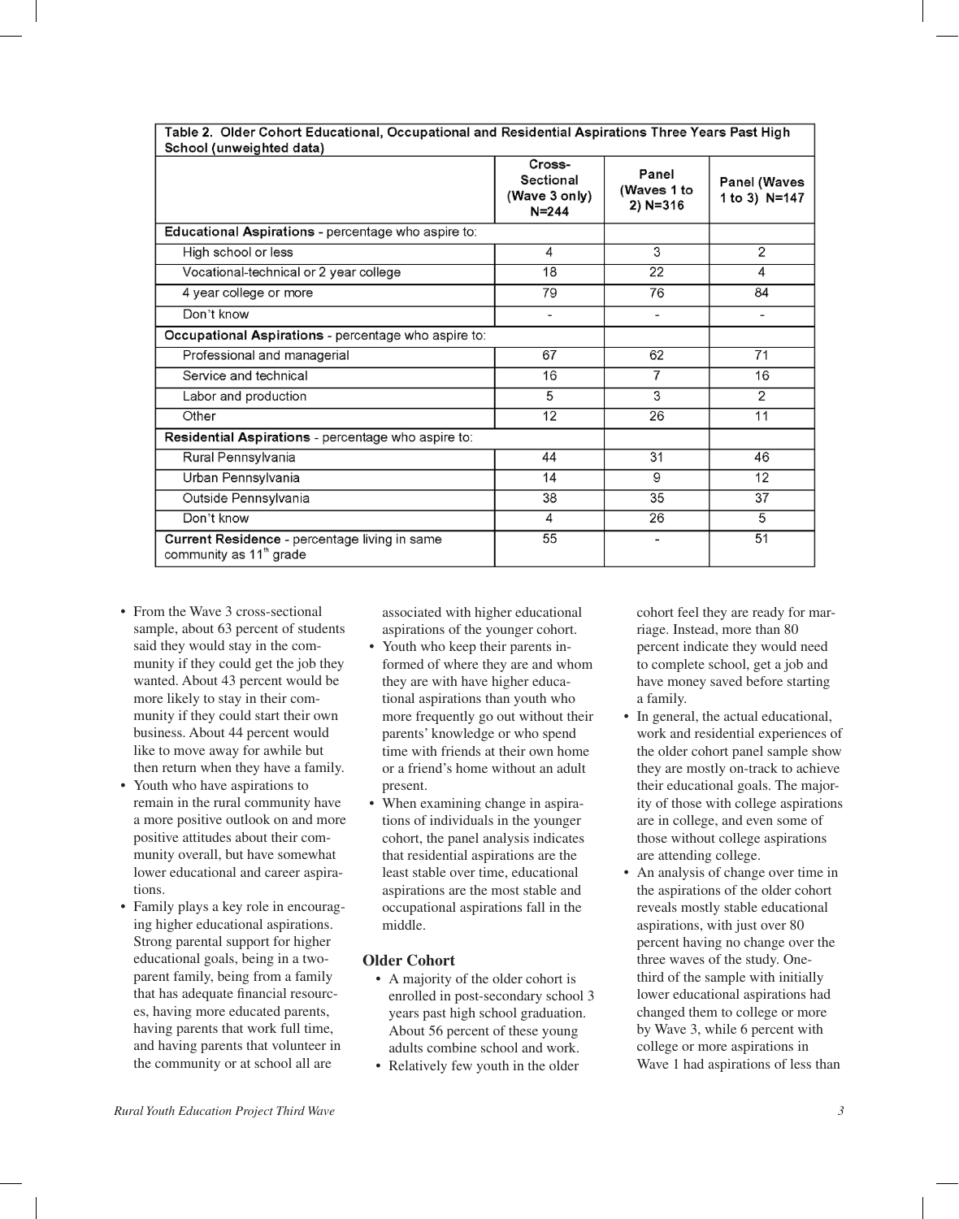| Table 2. Older Cohort Educational, Occupational and Residential Aspirations Three Years Past High School (unweighted data) | Cross-Sectional (Wave 3 only) N=244 | Panel (Waves 1 to 2) N=316 | Panel (Waves 1 to 3) N=147 |
|---|---|---|---|
| **Educational Aspirations** - percentage who aspire to: | | | |
| High school or less | 4 | 3 | 2 |
| Vocational-technical or 2 year college | 18 | 22 | 4 |
| 4 year college or more | 79 | 76 | 84 |
| Don't know | - | - | - |
| **Occupational Aspirations** - percentage who aspire to: | | | |
| Professional and managerial | 67 | 62 | 71 |
| Service and technical | 16 | 7 | 16 |
| Labor and production | 5 | 3 | 2 |
| Other | 12 | 26 | 11 |
| **Residential Aspirations** - percentage who aspire to: | | | |
| Rural Pennsylvania | 44 | 31 | 46 |
| Urban Pennsylvania | 14 | 9 | 12 |
| Outside Pennsylvania | 38 | 35 | 37 |
| Don't know | 4 | 26 | 5 |
| **Current Residence** - percentage living in same community as 11th grade | 55 | - | 51 |

- From the Wave 3 cross-sectional sample, about 63 percent of students said they would stay in the community if they could get the job they wanted. About 43 percent would be more likely to stay in their community if they could start their own business. About 44 percent would like to move away for awhile but then return when they have a family.
- Youth who have aspirations to remain in the rural community have a more positive outlook on and more positive attitudes about their community overall, but have somewhat lower educational and career aspirations.
- Family plays a key role in encouraging higher educational aspirations. Strong parental support for higher educational goals, being in a two-parent family, being from a family that has adequate financial resources, having more educated parents, having parents that work full time, and having parents that volunteer in the community or at school all are associated with higher educational aspirations of the younger cohort.
- Youth who keep their parents informed of where they are and whom they are with have higher educational aspirations than youth who more frequently go out without their parents' knowledge or who spend time with friends at their own home or a friend's home without an adult present.
- When examining change in aspirations of individuals in the younger cohort, the panel analysis indicates that residential aspirations are the least stable over time, educational aspirations are the most stable and occupational aspirations fall in the middle.

### Older Cohort

- A majority of the older cohort is enrolled in post-secondary school 3 years past high school graduation. About 56 percent of these young adults combine school and work.
- Relatively few youth in the older cohort feel they are ready for marriage. Instead, more than 80 percent indicate they would need to complete school, get a job and have money saved before starting a family.
- In general, the actual educational, work and residential experiences of the older cohort panel sample show they are mostly on-track to achieve their educational goals. The majority of those with college aspirations are in college, and even some of those without college aspirations are attending college.
- An analysis of change over time in the aspirations of the older cohort reveals mostly stable educational aspirations, with just over 80 percent having no change over the three waves of the study. One-third of the sample with initially lower educational aspirations had changed them to college or more by Wave 3, while 6 percent with college or more aspirations in Wave 1 had aspirations of less than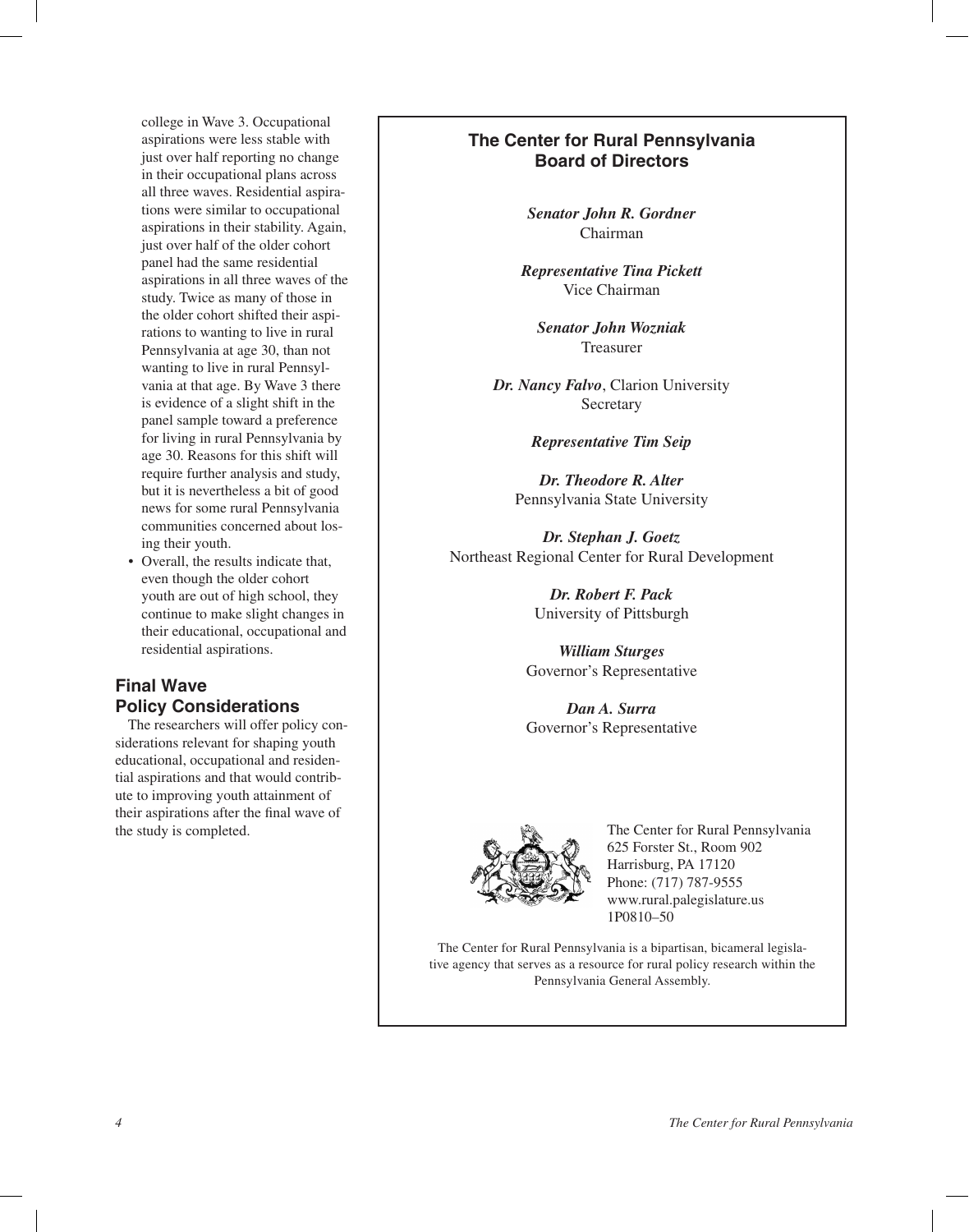college in Wave 3. Occupational aspirations were less stable with just over half reporting no change in their occupational plans across all three waves. Residential aspirations were similar to occupational aspirations in their stability. Again, just over half of the older cohort panel had the same residential aspirations in all three waves of the study. Twice as many of those in the older cohort shifted their aspirations to wanting to live in rural Pennsylvania at age 30, than not wanting to live in rural Pennsylvania at that age. By Wave 3 there is evidence of a slight shift in the panel sample toward a preference for living in rural Pennsylvania by age 30. Reasons for this shift will require further analysis and study, but it is nevertheless a bit of good news for some rural Pennsylvania communities concerned about losing their youth.

- Overall, the results indicate that, even though the older cohort youth are out of high school, they continue to make slight changes in their educational, occupational and residential aspirations.

## Final Wave Policy Considerations

The researchers will offer policy considerations relevant for shaping youth educational, occupational and residential aspirations and that would contribute to improving youth attainment of their aspirations after the final wave of the study is completed.

## The Center for Rural Pennsylvania Board of Directors

***Senator John R. Gordner***
Chairman

***Representative Tina Pickett***
Vice Chairman

***Senator John Wozniak***
Treasurer

***Dr. Nancy Falvo***, Clarion University
Secretary

***Representative Tim Seip***

***Dr. Theodore R. Alter***
Pennsylvania State University

***Dr. Stephan J. Goetz***
Northeast Regional Center for Rural Development

***Dr. Robert F. Pack***
University of Pittsburgh

***William Sturges***
Governor's Representative

***Dan A. Surra***
Governor's Representative

The Center for Rural Pennsylvania
625 Forster St., Room 902
Harrisburg, PA 17120
Phone: (717) 787-9555
www.rural.palegislature.us
1P0810–50

The Center for Rural Pennsylvania is a bipartisan, bicameral legislative agency that serves as a resource for rural policy research within the Pennsylvania General Assembly.